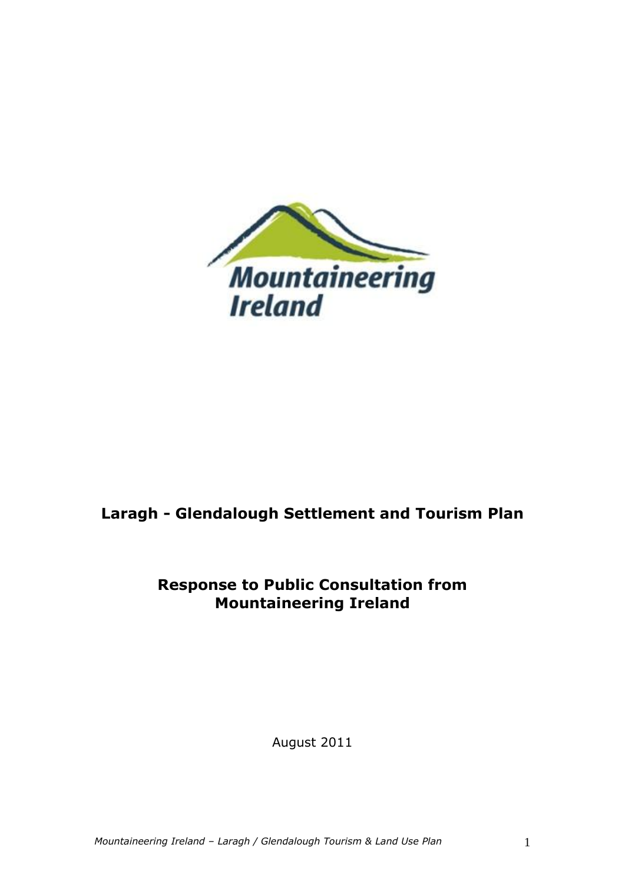Mountaineering Ireland

# Laragh - Glendalough Settlement and Tourism Plan

## Response to Public Consultation from Mountaineering Ireland

August 2011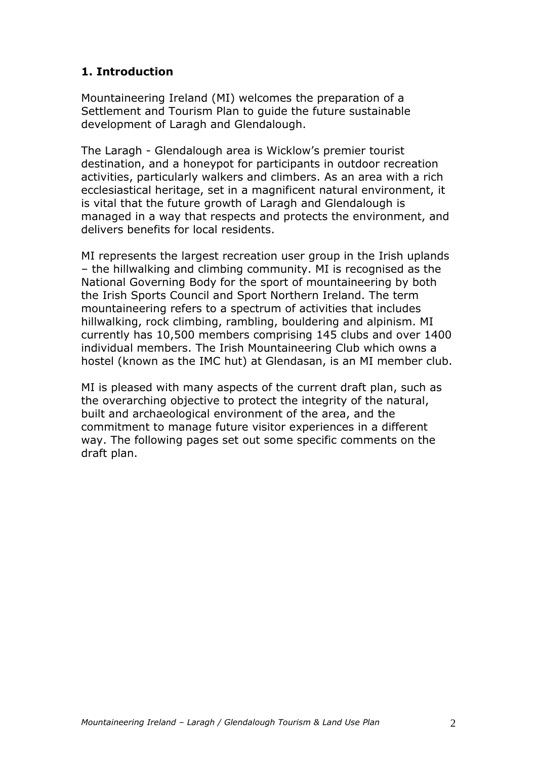## 1. Introduction

Mountaineering Ireland (MI) welcomes the preparation of a Settlement and Tourism Plan to guide the future sustainable development of Laragh and Glendalough.

The Laragh - Glendalough area is Wicklow's premier tourist destination, and a honeypot for participants in outdoor recreation activities, particularly walkers and climbers. As an area with a rich ecclesiastical heritage, set in a magnificent natural environment, it is vital that the future growth of Laragh and Glendalough is managed in a way that respects and protects the environment, and delivers benefits for local residents.

MI represents the largest recreation user group in the Irish uplands – the hillwalking and climbing community. MI is recognised as the National Governing Body for the sport of mountaineering by both the Irish Sports Council and Sport Northern Ireland. The term mountaineering refers to a spectrum of activities that includes hillwalking, rock climbing, rambling, bouldering and alpinism. MI currently has 10,500 members comprising 145 clubs and over 1400 individual members. The Irish Mountaineering Club which owns a hostel (known as the IMC hut) at Glendasan, is an MI member club.

MI is pleased with many aspects of the current draft plan, such as the overarching objective to protect the integrity of the natural, built and archaeological environment of the area, and the commitment to manage future visitor experiences in a different way. The following pages set out some specific comments on the draft plan.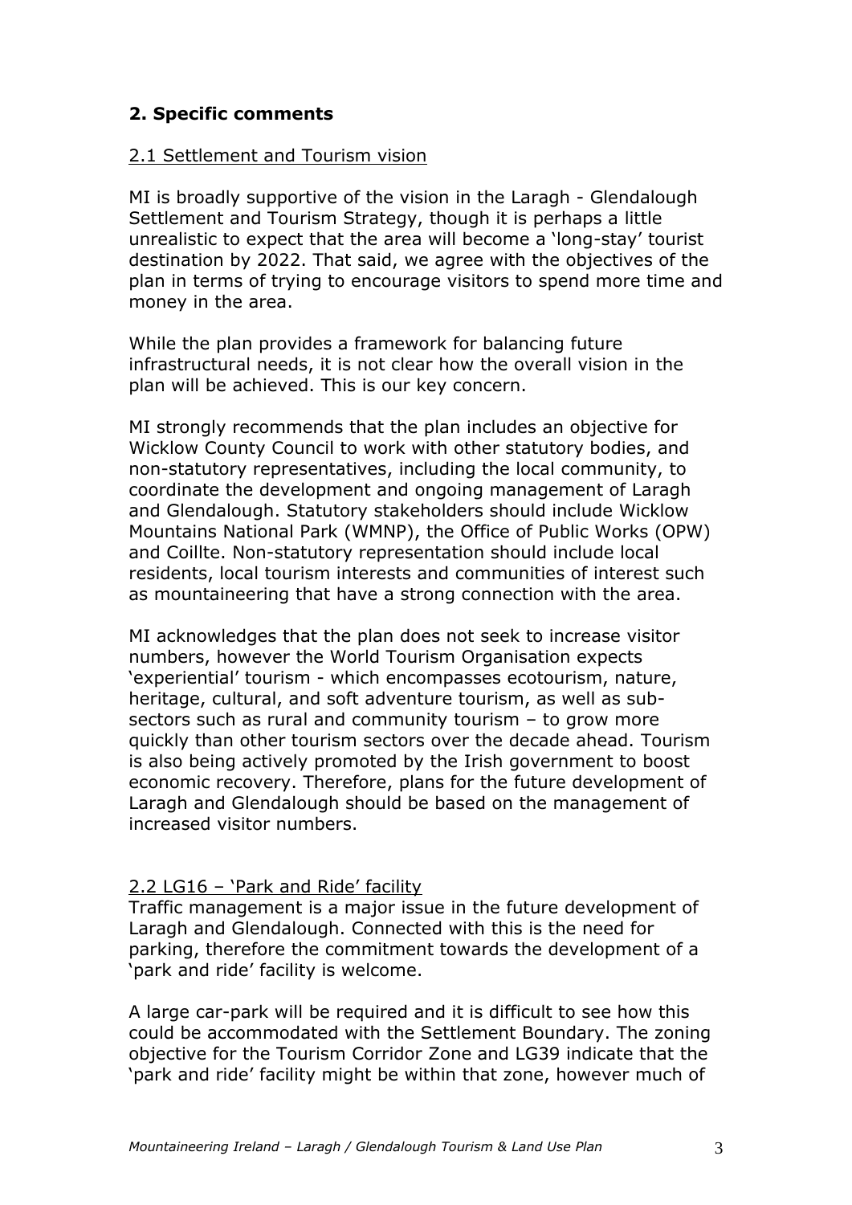## 2. Specific comments

### 2.1 Settlement and Tourism vision

MI is broadly supportive of the vision in the Laragh - Glendalough Settlement and Tourism Strategy, though it is perhaps a little unrealistic to expect that the area will become a 'long-stay' tourist destination by 2022. That said, we agree with the objectives of the plan in terms of trying to encourage visitors to spend more time and money in the area.

While the plan provides a framework for balancing future infrastructural needs, it is not clear how the overall vision in the plan will be achieved. This is our key concern.

MI strongly recommends that the plan includes an objective for Wicklow County Council to work with other statutory bodies, and non-statutory representatives, including the local community, to coordinate the development and ongoing management of Laragh and Glendalough. Statutory stakeholders should include Wicklow Mountains National Park (WMNP), the Office of Public Works (OPW) and Coillte. Non-statutory representation should include local residents, local tourism interests and communities of interest such as mountaineering that have a strong connection with the area.

MI acknowledges that the plan does not seek to increase visitor numbers, however the World Tourism Organisation expects 'experiential' tourism - which encompasses ecotourism, nature, heritage, cultural, and soft adventure tourism, as well as sub-sectors such as rural and community tourism – to grow more quickly than other tourism sectors over the decade ahead. Tourism is also being actively promoted by the Irish government to boost economic recovery. Therefore, plans for the future development of Laragh and Glendalough should be based on the management of increased visitor numbers.

### 2.2 LG16 – 'Park and Ride' facility

Traffic management is a major issue in the future development of Laragh and Glendalough. Connected with this is the need for parking, therefore the commitment towards the development of a 'park and ride' facility is welcome.

A large car-park will be required and it is difficult to see how this could be accommodated with the Settlement Boundary. The zoning objective for the Tourism Corridor Zone and LG39 indicate that the 'park and ride' facility might be within that zone, however much of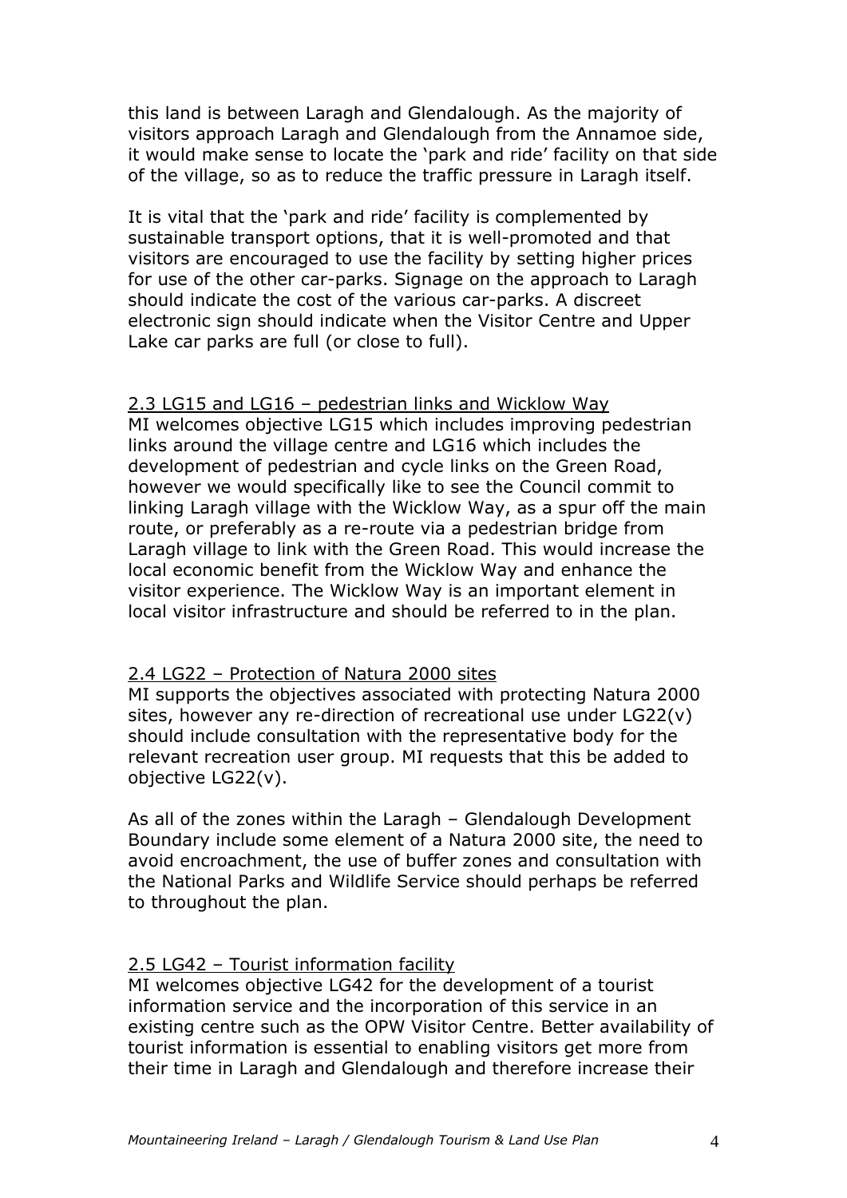this land is between Laragh and Glendalough. As the majority of visitors approach Laragh and Glendalough from the Annamoe side, it would make sense to locate the 'park and ride' facility on that side of the village, so as to reduce the traffic pressure in Laragh itself.

It is vital that the 'park and ride' facility is complemented by sustainable transport options, that it is well-promoted and that visitors are encouraged to use the facility by setting higher prices for use of the other car-parks. Signage on the approach to Laragh should indicate the cost of the various car-parks. A discreet electronic sign should indicate when the Visitor Centre and Upper Lake car parks are full (or close to full).

### 2.3 LG15 and LG16 – pedestrian links and Wicklow Way

MI welcomes objective LG15 which includes improving pedestrian links around the village centre and LG16 which includes the development of pedestrian and cycle links on the Green Road, however we would specifically like to see the Council commit to linking Laragh village with the Wicklow Way, as a spur off the main route, or preferably as a re-route via a pedestrian bridge from Laragh village to link with the Green Road. This would increase the local economic benefit from the Wicklow Way and enhance the visitor experience. The Wicklow Way is an important element in local visitor infrastructure and should be referred to in the plan.

### 2.4 LG22 – Protection of Natura 2000 sites

MI supports the objectives associated with protecting Natura 2000 sites, however any re-direction of recreational use under LG22(v) should include consultation with the representative body for the relevant recreation user group. MI requests that this be added to objective LG22(v).

As all of the zones within the Laragh – Glendalough Development Boundary include some element of a Natura 2000 site, the need to avoid encroachment, the use of buffer zones and consultation with the National Parks and Wildlife Service should perhaps be referred to throughout the plan.

### 2.5 LG42 – Tourist information facility

MI welcomes objective LG42 for the development of a tourist information service and the incorporation of this service in an existing centre such as the OPW Visitor Centre. Better availability of tourist information is essential to enabling visitors get more from their time in Laragh and Glendalough and therefore increase their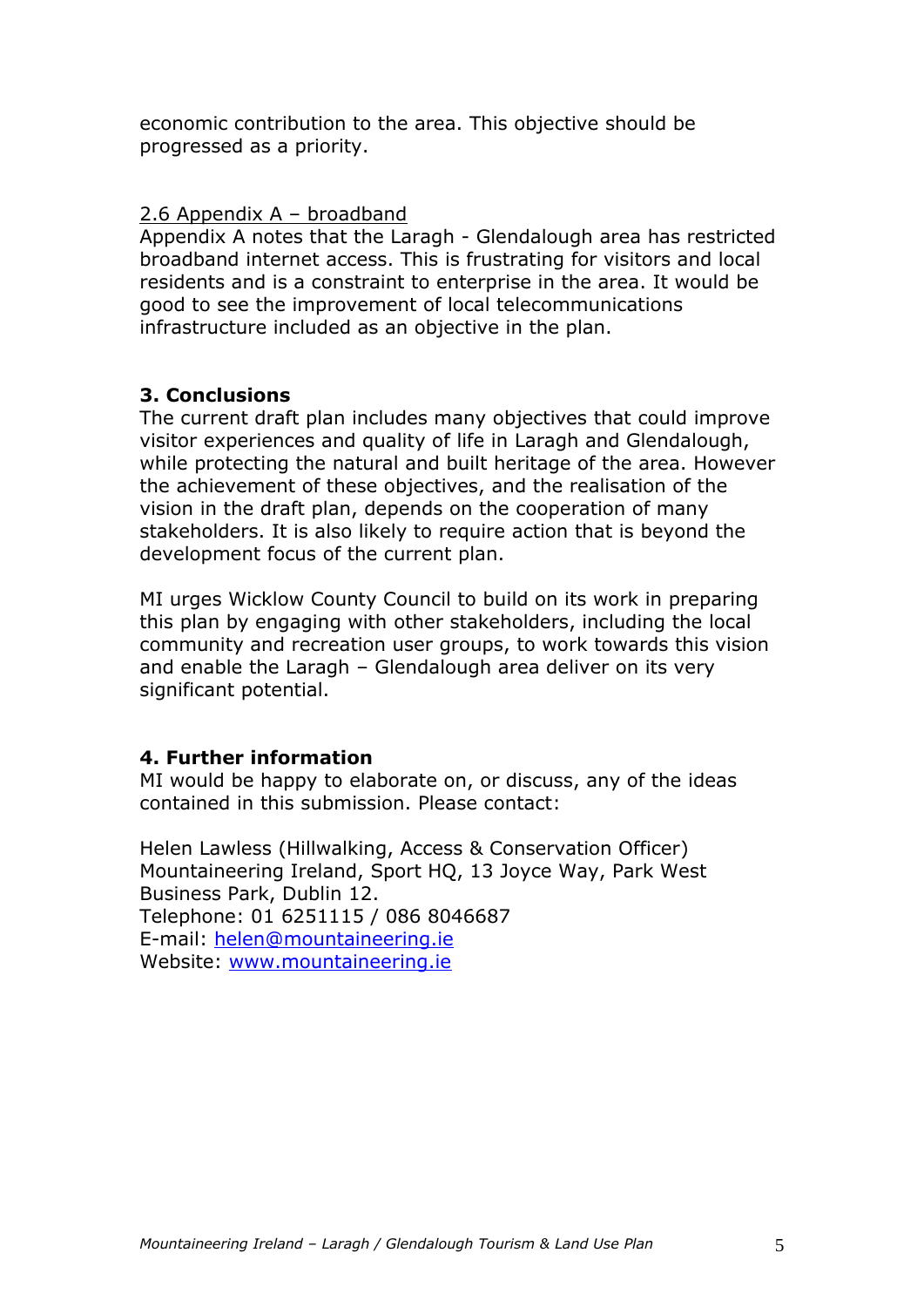economic contribution to the area. This objective should be progressed as a priority.

2.6 Appendix A – broadband

Appendix A notes that the Laragh - Glendalough area has restricted broadband internet access. This is frustrating for visitors and local residents and is a constraint to enterprise in the area. It would be good to see the improvement of local telecommunications infrastructure included as an objective in the plan.

## 3. Conclusions

The current draft plan includes many objectives that could improve visitor experiences and quality of life in Laragh and Glendalough, while protecting the natural and built heritage of the area. However the achievement of these objectives, and the realisation of the vision in the draft plan, depends on the cooperation of many stakeholders. It is also likely to require action that is beyond the development focus of the current plan.

MI urges Wicklow County Council to build on its work in preparing this plan by engaging with other stakeholders, including the local community and recreation user groups, to work towards this vision and enable the Laragh – Glendalough area deliver on its very significant potential.

## 4. Further information

MI would be happy to elaborate on, or discuss, any of the ideas contained in this submission. Please contact:

Helen Lawless (Hillwalking, Access & Conservation Officer)
Mountaineering Ireland, Sport HQ, 13 Joyce Way, Park West Business Park, Dublin 12.
Telephone: 01 6251115 / 086 8046687
E-mail: [helen@mountaineering.ie](mailto:helen@mountaineering.ie)
Website: [www.mountaineering.ie](http://www.mountaineering.ie)